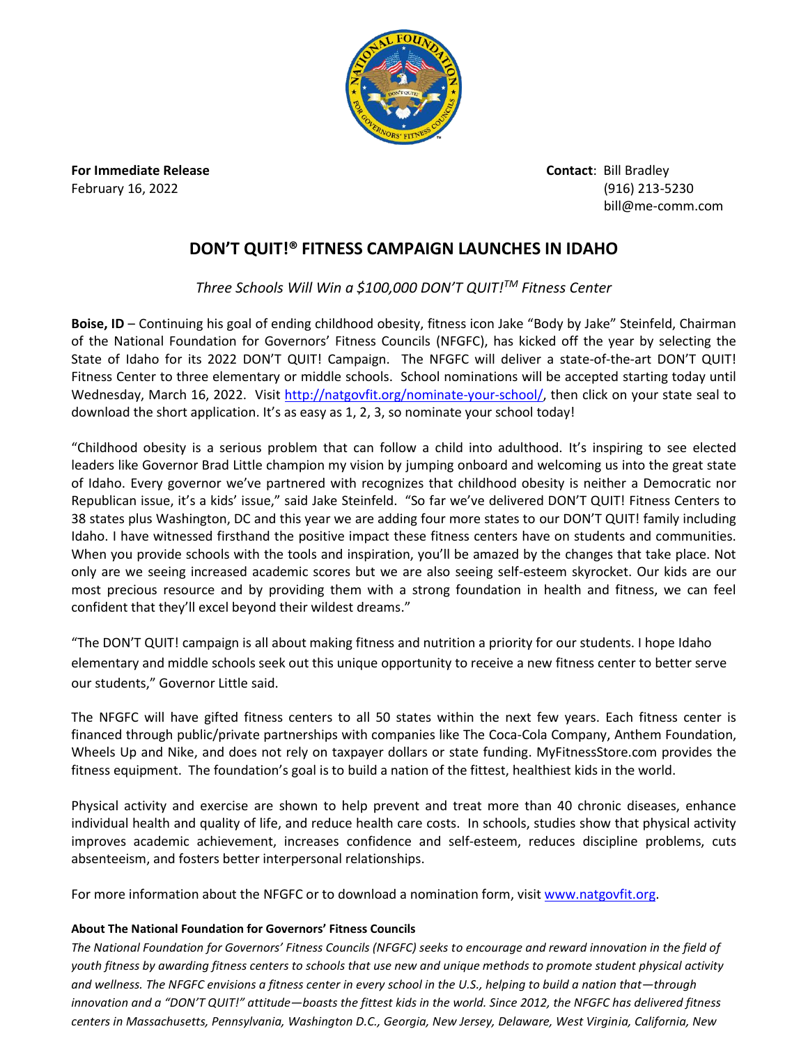**For Immediate Release**
February 16, 2022

**Contact**: Bill Bradley
(916) 213-5230
bill@me-comm.com

# DON'T QUIT!® FITNESS CAMPAIGN LAUNCHES IN IDAHO

*Three Schools Will Win a $100,000 DON'T QUIT!TM Fitness Center*

**Boise, ID** – Continuing his goal of ending childhood obesity, fitness icon Jake "Body by Jake" Steinfeld, Chairman of the National Foundation for Governors' Fitness Councils (NFGFC), has kicked off the year by selecting the State of Idaho for its 2022 DON'T QUIT! Campaign. The NFGFC will deliver a state-of-the-art DON'T QUIT! Fitness Center to three elementary or middle schools. School nominations will be accepted starting today until Wednesday, March 16, 2022. Visit http://natgovfit.org/nominate-your-school/, then click on your state seal to download the short application. It's as easy as 1, 2, 3, so nominate your school today!

"Childhood obesity is a serious problem that can follow a child into adulthood. It's inspiring to see elected leaders like Governor Brad Little champion my vision by jumping onboard and welcoming us into the great state of Idaho. Every governor we've partnered with recognizes that childhood obesity is neither a Democratic nor Republican issue, it's a kids' issue," said Jake Steinfeld. "So far we've delivered DON'T QUIT! Fitness Centers to 38 states plus Washington, DC and this year we are adding four more states to our DON'T QUIT! family including Idaho. I have witnessed firsthand the positive impact these fitness centers have on students and communities. When you provide schools with the tools and inspiration, you'll be amazed by the changes that take place. Not only are we seeing increased academic scores but we are also seeing self-esteem skyrocket. Our kids are our most precious resource and by providing them with a strong foundation in health and fitness, we can feel confident that they'll excel beyond their wildest dreams."

"The DON'T QUIT! campaign is all about making fitness and nutrition a priority for our students. I hope Idaho elementary and middle schools seek out this unique opportunity to receive a new fitness center to better serve our students," Governor Little said.

The NFGFC will have gifted fitness centers to all 50 states within the next few years. Each fitness center is financed through public/private partnerships with companies like The Coca-Cola Company, Anthem Foundation, Wheels Up and Nike, and does not rely on taxpayer dollars or state funding. MyFitnessStore.com provides the fitness equipment. The foundation's goal is to build a nation of the fittest, healthiest kids in the world.

Physical activity and exercise are shown to help prevent and treat more than 40 chronic diseases, enhance individual health and quality of life, and reduce health care costs. In schools, studies show that physical activity improves academic achievement, increases confidence and self-esteem, reduces discipline problems, cuts absenteeism, and fosters better interpersonal relationships.

For more information about the NFGFC or to download a nomination form, visit www.natgovfit.org.

**About The National Foundation for Governors' Fitness Councils**

*The National Foundation for Governors' Fitness Councils (NFGFC) seeks to encourage and reward innovation in the field of youth fitness by awarding fitness centers to schools that use new and unique methods to promote student physical activity and wellness. The NFGFC envisions a fitness center in every school in the U.S., helping to build a nation that—through innovation and a "DON'T QUIT!" attitude—boasts the fittest kids in the world. Since 2012, the NFGFC has delivered fitness centers in Massachusetts, Pennsylvania, Washington D.C., Georgia, New Jersey, Delaware, West Virginia, California, New*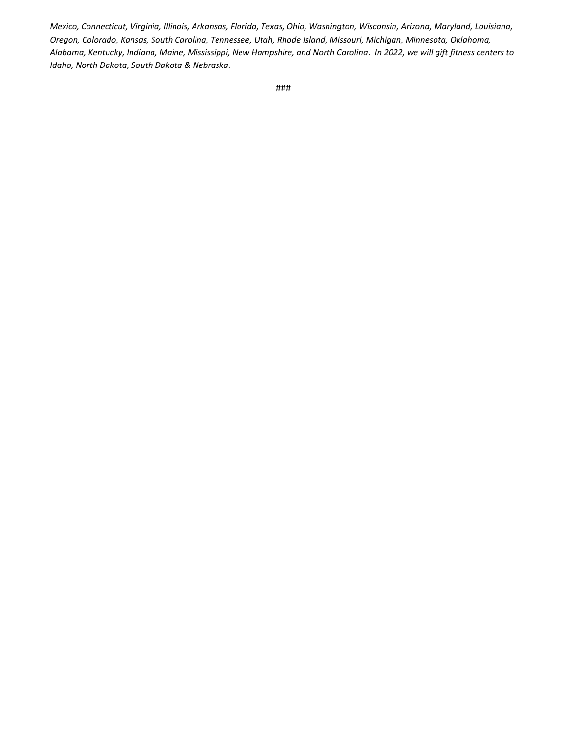*Mexico, Connecticut, Virginia, Illinois, Arkansas, Florida, Texas, Ohio, Washington, Wisconsin, Arizona, Maryland, Louisiana, Oregon, Colorado, Kansas, South Carolina, Tennessee, Utah, Rhode Island, Missouri, Michigan, Minnesota, Oklahoma, Alabama, Kentucky, Indiana, Maine, Mississippi, New Hampshire, and North Carolina. In 2022, we will gift fitness centers to Idaho, North Dakota, South Dakota & Nebraska.*

###